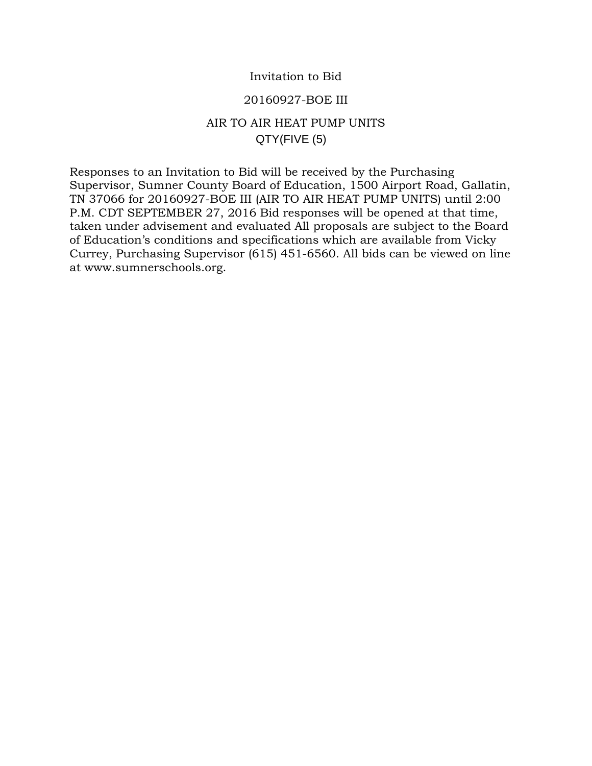# Invitation to Bid

## 20160927-BOE III

## AIR TO AIR HEAT PUMP UNITS

QTY(FIVE (5)

Responses to an Invitation to Bid will be received by the Purchasing Supervisor, Sumner County Board of Education, 1500 Airport Road, Gallatin, TN 37066 for 20160927-BOE III (AIR TO AIR HEAT PUMP UNITS) until 2:00 P.M. CDT SEPTEMBER 27, 2016 Bid responses will be opened at that time, taken under advisement and evaluated All proposals are subject to the Board of Education's conditions and specifications which are available from Vicky Currey, Purchasing Supervisor (615) 451-6560. All bids can be viewed on line at www.sumnerschools.org.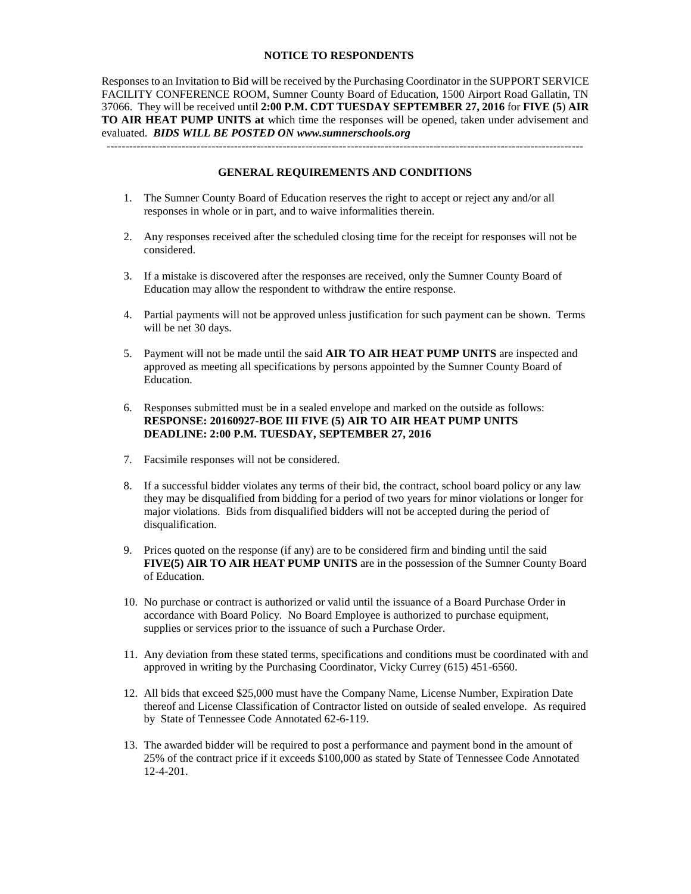**NOTICE TO RESPONDENTS**

Responses to an Invitation to Bid will be received by the Purchasing Coordinator in the SUPPORT SERVICE FACILITY CONFERENCE ROOM, Sumner County Board of Education, 1500 Airport Road Gallatin, TN 37066. They will be received until **2:00 P.M. CDT TUESDAY SEPTEMBER 27, 2016** for **FIVE (5**) **AIR TO AIR HEAT PUMP UNITS at** which time the responses will be opened, taken under advisement and evaluated. ***BIDS WILL BE POSTED ON www.sumnerschools.org***

---

**GENERAL REQUIREMENTS AND CONDITIONS**

1. The Sumner County Board of Education reserves the right to accept or reject any and/or all responses in whole or in part, and to waive informalities therein.

2. Any responses received after the scheduled closing time for the receipt for responses will not be considered.

3. If a mistake is discovered after the responses are received, only the Sumner County Board of Education may allow the respondent to withdraw the entire response.

4. Partial payments will not be approved unless justification for such payment can be shown. Terms will be net 30 days.

5. Payment will not be made until the said **AIR TO AIR HEAT PUMP UNITS** are inspected and approved as meeting all specifications by persons appointed by the Sumner County Board of Education.

6. Responses submitted must be in a sealed envelope and marked on the outside as follows:
   **RESPONSE: 20160927-BOE III FIVE (5) AIR TO AIR HEAT PUMP UNITS**
   **DEADLINE: 2:00 P.M. TUESDAY, SEPTEMBER 27, 2016**

7. Facsimile responses will not be considered.

8. If a successful bidder violates any terms of their bid, the contract, school board policy or any law they may be disqualified from bidding for a period of two years for minor violations or longer for major violations. Bids from disqualified bidders will not be accepted during the period of disqualification.

9. Prices quoted on the response (if any) are to be considered firm and binding until the said **FIVE(5) AIR TO AIR HEAT PUMP UNITS** are in the possession of the Sumner County Board of Education.

10. No purchase or contract is authorized or valid until the issuance of a Board Purchase Order in accordance with Board Policy. No Board Employee is authorized to purchase equipment, supplies or services prior to the issuance of such a Purchase Order.

11. Any deviation from these stated terms, specifications and conditions must be coordinated with and approved in writing by the Purchasing Coordinator, Vicky Currey (615) 451-6560.

12. All bids that exceed $25,000 must have the Company Name, License Number, Expiration Date thereof and License Classification of Contractor listed on outside of sealed envelope. As required by State of Tennessee Code Annotated 62-6-119.

13. The awarded bidder will be required to post a performance and payment bond in the amount of 25% of the contract price if it exceeds $100,000 as stated by State of Tennessee Code Annotated 12-4-201.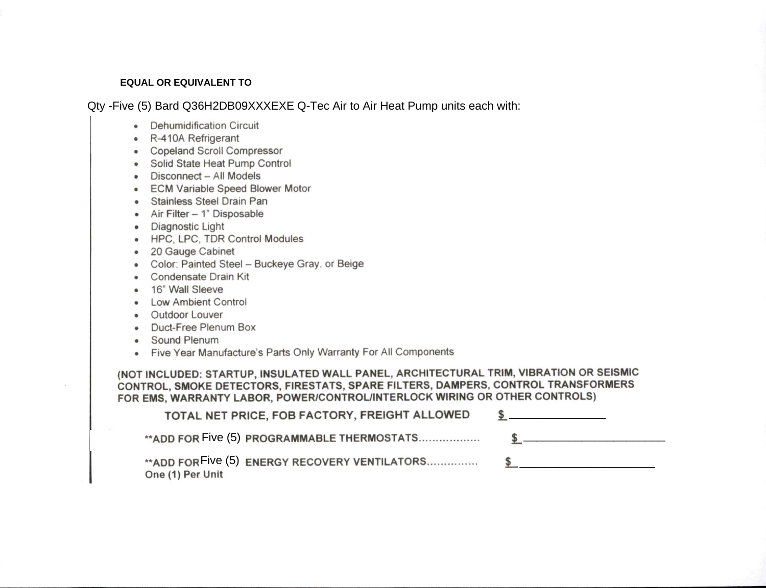**EQUAL OR EQUIVALENT TO**

Qty -Five (5) Bard Q36H2DB09XXXEXE Q-Tec Air to Air Heat Pump units each with:

- Dehumidification Circuit
- R-410A Refrigerant
- Copeland Scroll Compressor
- Solid State Heat Pump Control
- Disconnect – All Models
- ECM Variable Speed Blower Motor
- Stainless Steel Drain Pan
- Air Filter – 1" Disposable
- Diagnostic Light
- HPC, LPC, TDR Control Modules
- 20 Gauge Cabinet
- Color: Painted Steel – Buckeye Gray, or Beige
- Condensate Drain Kit
- 16" Wall Sleeve
- Low Ambient Control
- Outdoor Louver
- Duct-Free Plenum Box
- Sound Plenum
- Five Year Manufacture's Parts Only Warranty For All Components

**(NOT INCLUDED: STARTUP, INSULATED WALL PANEL, ARCHITECTURAL TRIM, VIBRATION OR SEISMIC CONTROL, SMOKE DETECTORS, FIRESTATS, SPARE FILTERS, DAMPERS, CONTROL TRANSFORMERS FOR EMS, WARRANTY LABOR, POWER/CONTROL/INTERLOCK WIRING OR OTHER CONTROLS)**

**TOTAL NET PRICE, FOB FACTORY, FREIGHT ALLOWED** $ _______________

**\*\*ADD FOR** Five (5) **PROGRAMMABLE THERMOSTATS..................** $ _______________________

**\*\*ADD FOR** Five (5) **ENERGY RECOVERY VENTILATORS..............** $ ______________________
**One (1) Per Unit**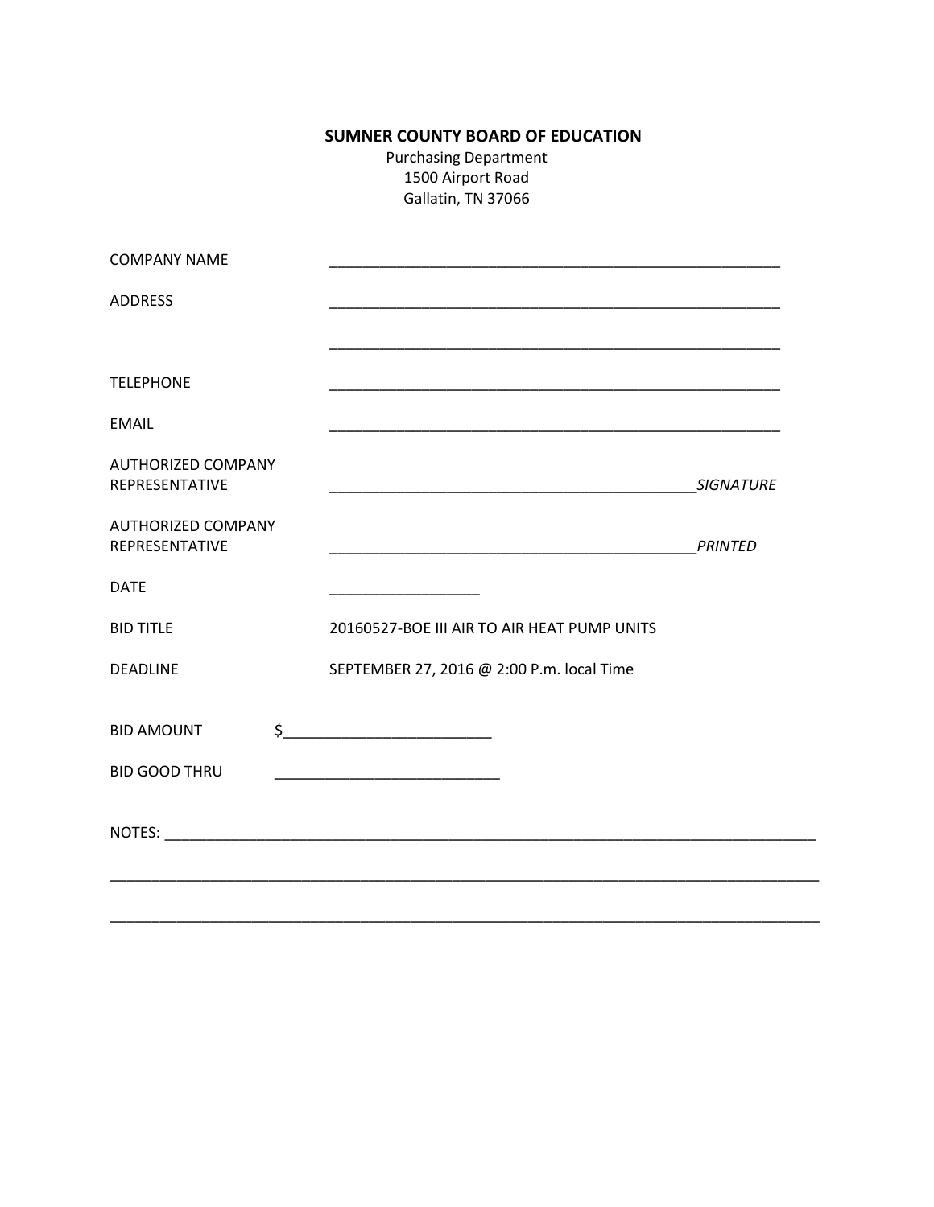**SUMNER COUNTY BOARD OF EDUCATION**

Purchasing Department
1500 Airport Road
Gallatin, TN 37066

COMPANY NAME ________________________________________________________

ADDRESS ________________________________________________________

________________________________________________________

TELEPHONE ________________________________________________________

EMAIL ________________________________________________________

AUTHORIZED COMPANY REPRESENTATIVE ____________________________________________*SIGNATURE*

AUTHORIZED COMPANY REPRESENTATIVE ____________________________________________*PRINTED*

DATE __________________

BID TITLE 20160527-BOE III AIR TO AIR HEAT PUMP UNITS

DEADLINE SEPTEMBER 27, 2016 @ 2:00 P.m. local Time

BID AMOUNT $_________________________

BID GOOD THRU ___________________________

NOTES: _______________________________________________________________________________

_____________________________________________________________________________________

_____________________________________________________________________________________